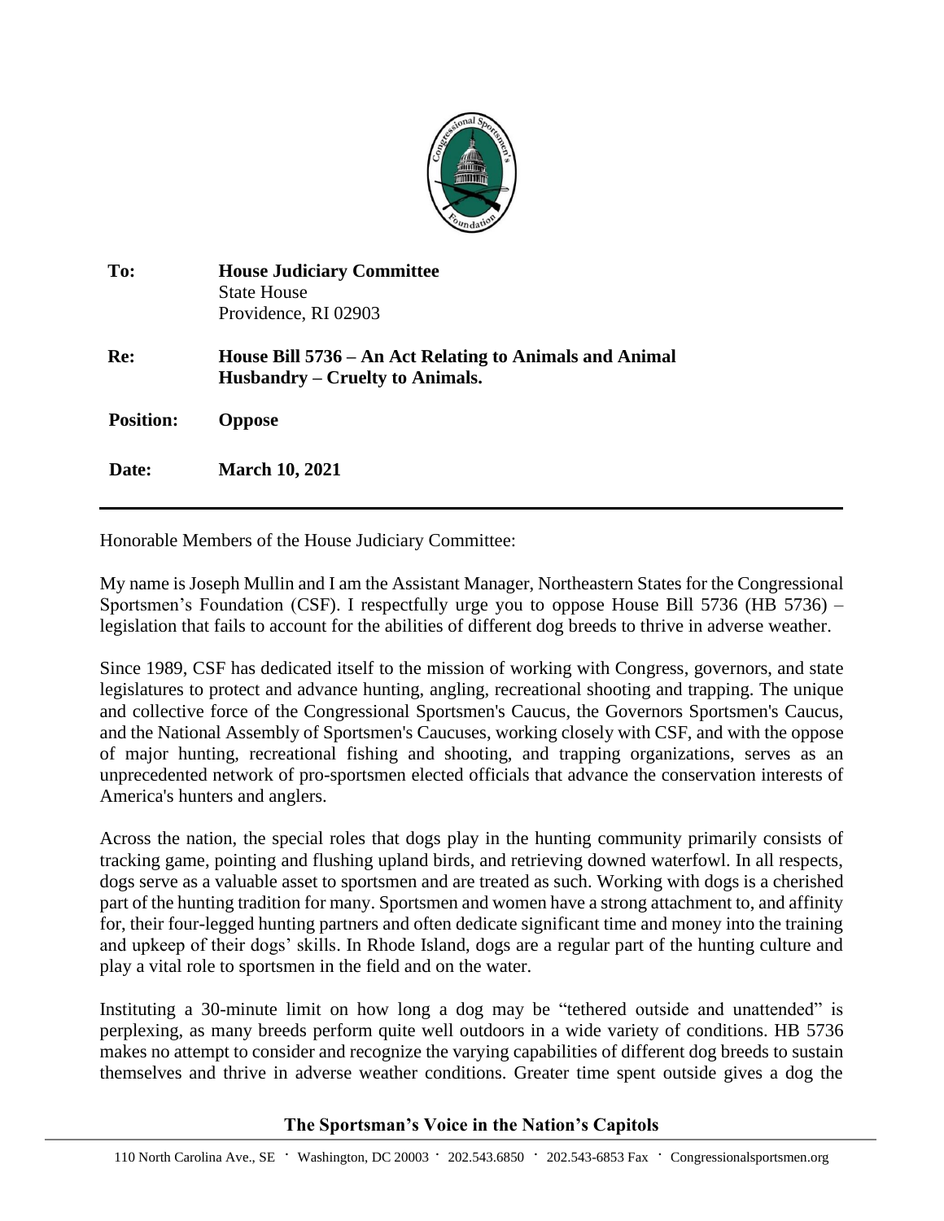| | |
|---|---|
| **To:** | **House Judiciary Committee**<br>State House<br>Providence, RI 02903 |
| **Re:** | **House Bill 5736 – An Act Relating to Animals and Animal Husbandry – Cruelty to Animals.** |
| **Position:** | **Oppose** |
| **Date:** | **March 10, 2021** |

Honorable Members of the House Judiciary Committee:

My name is Joseph Mullin and I am the Assistant Manager, Northeastern States for the Congressional Sportsmen's Foundation (CSF). I respectfully urge you to oppose House Bill 5736 (HB 5736) – legislation that fails to account for the abilities of different dog breeds to thrive in adverse weather.

Since 1989, CSF has dedicated itself to the mission of working with Congress, governors, and state legislatures to protect and advance hunting, angling, recreational shooting and trapping. The unique and collective force of the Congressional Sportsmen's Caucus, the Governors Sportsmen's Caucus, and the National Assembly of Sportsmen's Caucuses, working closely with CSF, and with the oppose of major hunting, recreational fishing and shooting, and trapping organizations, serves as an unprecedented network of pro-sportsmen elected officials that advance the conservation interests of America's hunters and anglers.

Across the nation, the special roles that dogs play in the hunting community primarily consists of tracking game, pointing and flushing upland birds, and retrieving downed waterfowl. In all respects, dogs serve as a valuable asset to sportsmen and are treated as such. Working with dogs is a cherished part of the hunting tradition for many. Sportsmen and women have a strong attachment to, and affinity for, their four-legged hunting partners and often dedicate significant time and money into the training and upkeep of their dogs' skills. In Rhode Island, dogs are a regular part of the hunting culture and play a vital role to sportsmen in the field and on the water.

Instituting a 30-minute limit on how long a dog may be "tethered outside and unattended" is perplexing, as many breeds perform quite well outdoors in a wide variety of conditions. HB 5736 makes no attempt to consider and recognize the varying capabilities of different dog breeds to sustain themselves and thrive in adverse weather conditions. Greater time spent outside gives a dog the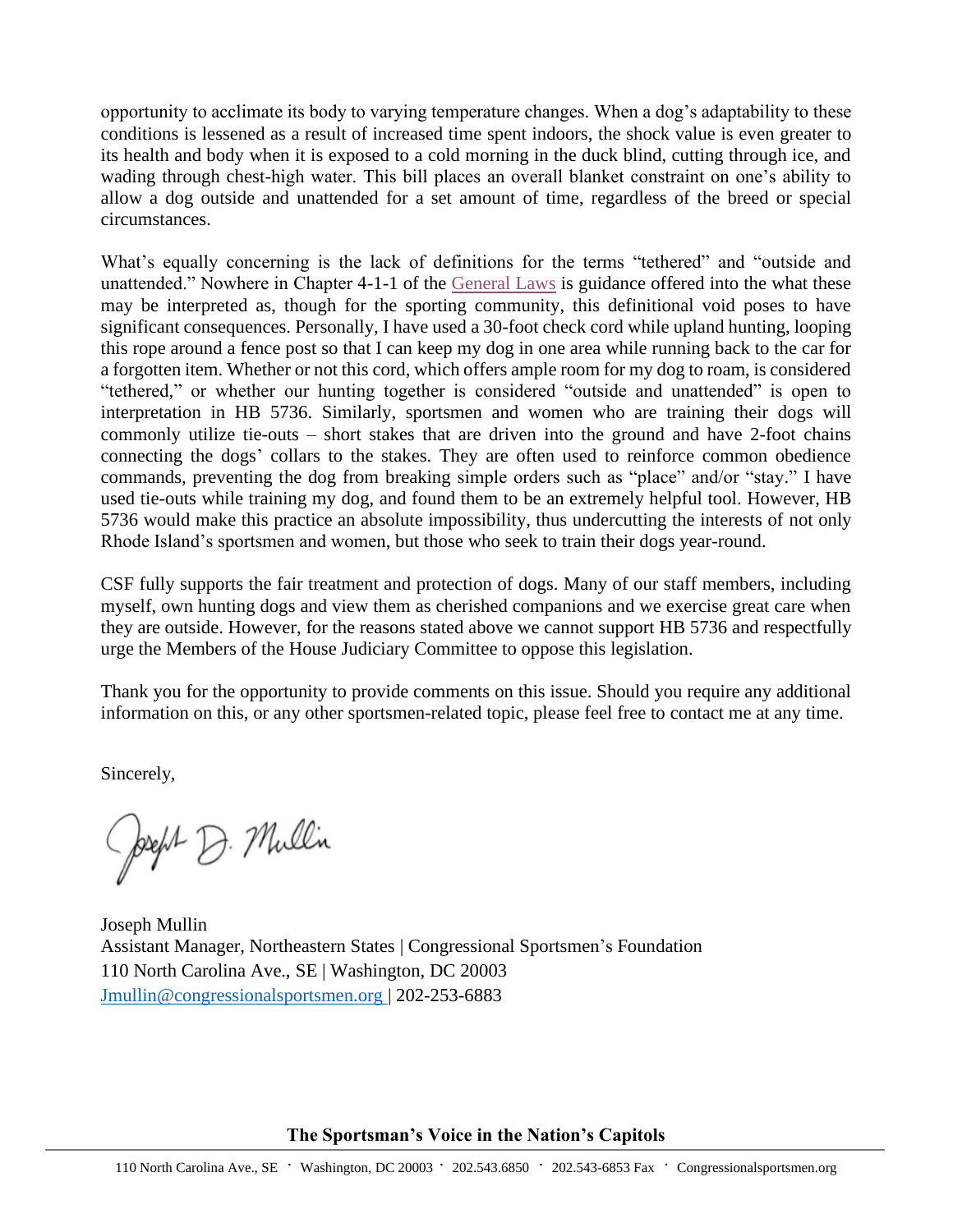opportunity to acclimate its body to varying temperature changes. When a dog's adaptability to these conditions is lessened as a result of increased time spent indoors, the shock value is even greater to its health and body when it is exposed to a cold morning in the duck blind, cutting through ice, and wading through chest-high water. This bill places an overall blanket constraint on one's ability to allow a dog outside and unattended for a set amount of time, regardless of the breed or special circumstances.

What's equally concerning is the lack of definitions for the terms "tethered" and "outside and unattended." Nowhere in Chapter 4-1-1 of the General Laws is guidance offered into the what these may be interpreted as, though for the sporting community, this definitional void poses to have significant consequences. Personally, I have used a 30-foot check cord while upland hunting, looping this rope around a fence post so that I can keep my dog in one area while running back to the car for a forgotten item. Whether or not this cord, which offers ample room for my dog to roam, is considered "tethered," or whether our hunting together is considered "outside and unattended" is open to interpretation in HB 5736. Similarly, sportsmen and women who are training their dogs will commonly utilize tie-outs – short stakes that are driven into the ground and have 2-foot chains connecting the dogs' collars to the stakes. They are often used to reinforce common obedience commands, preventing the dog from breaking simple orders such as "place" and/or "stay." I have used tie-outs while training my dog, and found them to be an extremely helpful tool. However, HB 5736 would make this practice an absolute impossibility, thus undercutting the interests of not only Rhode Island's sportsmen and women, but those who seek to train their dogs year-round.

CSF fully supports the fair treatment and protection of dogs. Many of our staff members, including myself, own hunting dogs and view them as cherished companions and we exercise great care when they are outside. However, for the reasons stated above we cannot support HB 5736 and respectfully urge the Members of the House Judiciary Committee to oppose this legislation.

Thank you for the opportunity to provide comments on this issue. Should you require any additional information on this, or any other sportsmen-related topic, please feel free to contact me at any time.

Sincerely,

Joseph D. Mullin

Joseph Mullin
Assistant Manager, Northeastern States | Congressional Sportsmen's Foundation
110 North Carolina Ave., SE | Washington, DC 20003
Jmullin@congressionalsportsmen.org | 202-253-6883

**The Sportsman's Voice in the Nation's Capitols**

110 North Carolina Ave., SE · Washington, DC 20003 · 202.543.6850 · 202.543-6853 Fax · Congressionalsportsmen.org